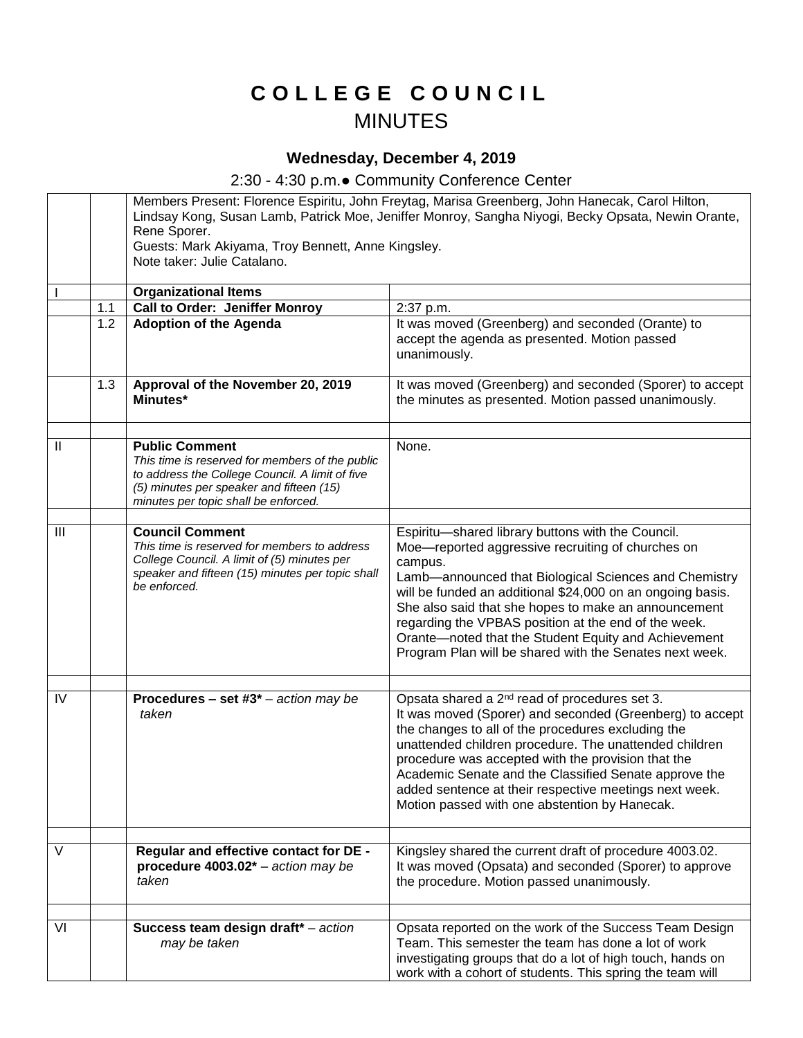# COLLEGE COUNCIL
## MINUTES

### Wednesday, December 4, 2019

2:30 - 4:30 p.m.● Community Conference Center

| | | | |
|---|---|---|---|
| | | Members Present: Florence Espiritu, John Freytag, Marisa Greenberg, John Hanecak, Carol Hilton, Lindsay Kong, Susan Lamb, Patrick Moe, Jeniffer Monroy, Sangha Niyogi, Becky Opsata, Newin Orante, Rene Sporer.<br>Guests: Mark Akiyama, Troy Bennett, Anne Kingsley.<br>Note taker: Julie Catalano. | |
| I | | **Organizational Items** | |
| | 1.1 | **Call to Order: Jeniffer Monroy** | 2:37 p.m. |
| | 1.2 | **Adoption of the Agenda** | It was moved (Greenberg) and seconded (Orante) to accept the agenda as presented. Motion passed unanimously. |
| | 1.3 | **Approval of the November 20, 2019 Minutes*** | It was moved (Greenberg) and seconded (Sporer) to accept the minutes as presented. Motion passed unanimously. |
| | | | |
| II | | **Public Comment**<br>*This time is reserved for members of the public to address the College Council. A limit of five (5) minutes per speaker and fifteen (15) minutes per topic shall be enforced.* | None. |
| | | | |
| III | | **Council Comment**<br>*This time is reserved for members to address College Council. A limit of (5) minutes per speaker and fifteen (15) minutes per topic shall be enforced.* | Espiritu—shared library buttons with the Council.<br>Moe—reported aggressive recruiting of churches on campus.<br>Lamb—announced that Biological Sciences and Chemistry will be funded an additional $24,000 on an ongoing basis. She also said that she hopes to make an announcement regarding the VPBAS position at the end of the week.<br>Orante—noted that the Student Equity and Achievement Program Plan will be shared with the Senates next week. |
| | | | |
| IV | | **Procedures – set #3*** – *action may be taken* | Opsata shared a 2nd read of procedures set 3.<br>It was moved (Sporer) and seconded (Greenberg) to accept the changes to all of the procedures excluding the unattended children procedure. The unattended children procedure was accepted with the provision that the Academic Senate and the Classified Senate approve the added sentence at their respective meetings next week. Motion passed with one abstention by Hanecak. |
| | | | |
| V | | **Regular and effective contact for DE - procedure 4003.02*** – *action may be taken* | Kingsley shared the current draft of procedure 4003.02.<br>It was moved (Opsata) and seconded (Sporer) to approve the procedure. Motion passed unanimously. |
| | | | |
| VI | | **Success team design draft*** – *action may be taken* | Opsata reported on the work of the Success Team Design Team. This semester the team has done a lot of work investigating groups that do a lot of high touch, hands on work with a cohort of students. This spring the team will |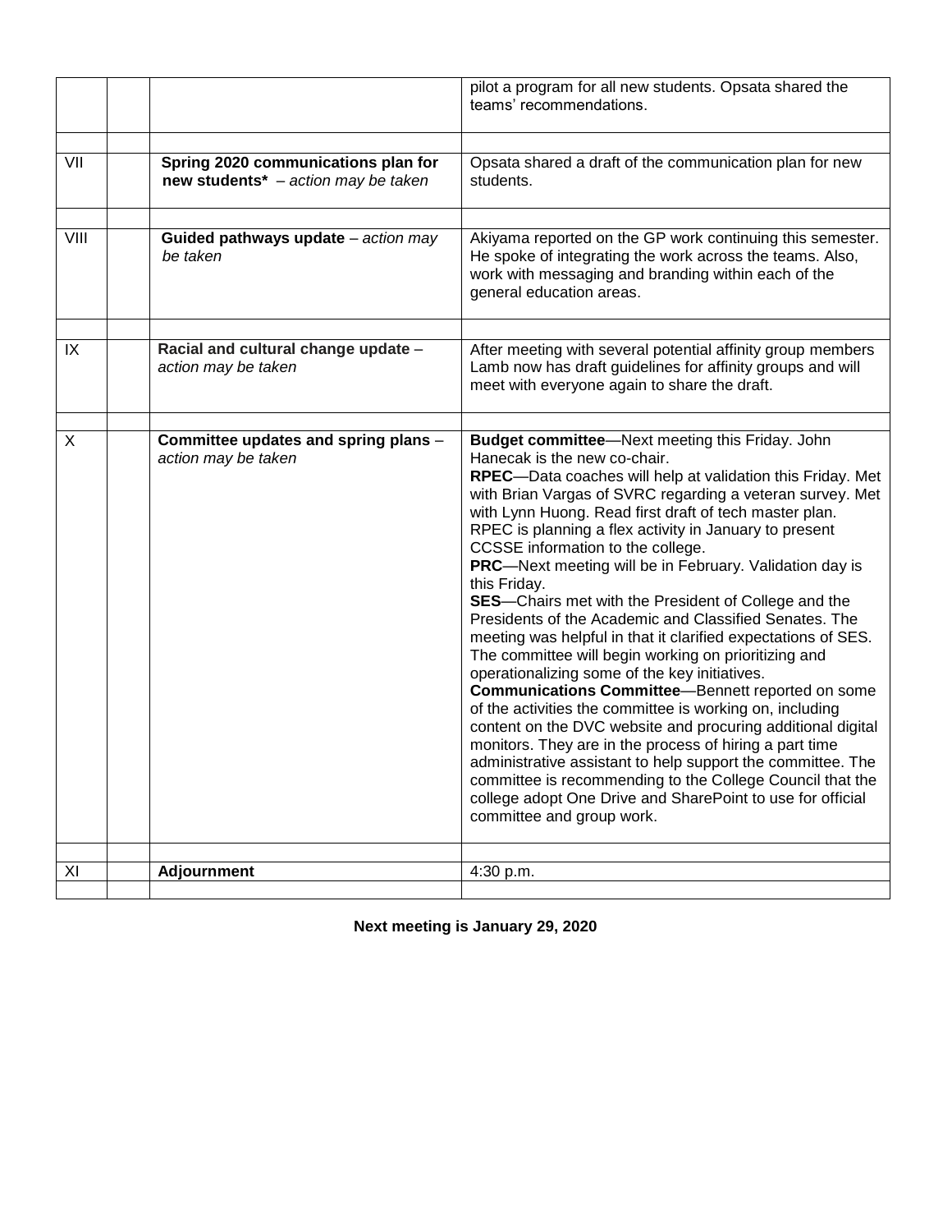| | | | |
|---|---|---|---|
| | | | pilot a program for all new students. Opsata shared the teams' recommendations. |
| | | | |
| VII | | **Spring 2020 communications plan for new students*** – *action may be taken* | Opsata shared a draft of the communication plan for new students. |
| | | | |
| VIII | | **Guided pathways update** – *action may be taken* | Akiyama reported on the GP work continuing this semester. He spoke of integrating the work across the teams. Also, work with messaging and branding within each of the general education areas. |
| | | | |
| IX | | **Racial and cultural change update** – *action may be taken* | After meeting with several potential affinity group members Lamb now has draft guidelines for affinity groups and will meet with everyone again to share the draft. |
| | | | |
| X | | **Committee updates and spring plans** – *action may be taken* | **Budget committee**—Next meeting this Friday. John Hanecak is the new co-chair.<br>**RPEC**—Data coaches will help at validation this Friday. Met with Brian Vargas of SVRC regarding a veteran survey. Met with Lynn Huong. Read first draft of tech master plan. RPEC is planning a flex activity in January to present CCSSE information to the college.<br>**PRC**—Next meeting will be in February. Validation day is this Friday.<br>**SES**—Chairs met with the President of College and the Presidents of the Academic and Classified Senates. The meeting was helpful in that it clarified expectations of SES. The committee will begin working on prioritizing and operationalizing some of the key initiatives.<br>**Communications Committee**—Bennett reported on some of the activities the committee is working on, including content on the DVC website and procuring additional digital monitors. They are in the process of hiring a part time administrative assistant to help support the committee. The committee is recommending to the College Council that the college adopt One Drive and SharePoint to use for official committee and group work. |
| | | | |
| XI | | **Adjournment** | 4:30 p.m. |
| | | | |

**Next meeting is January 29, 2020**